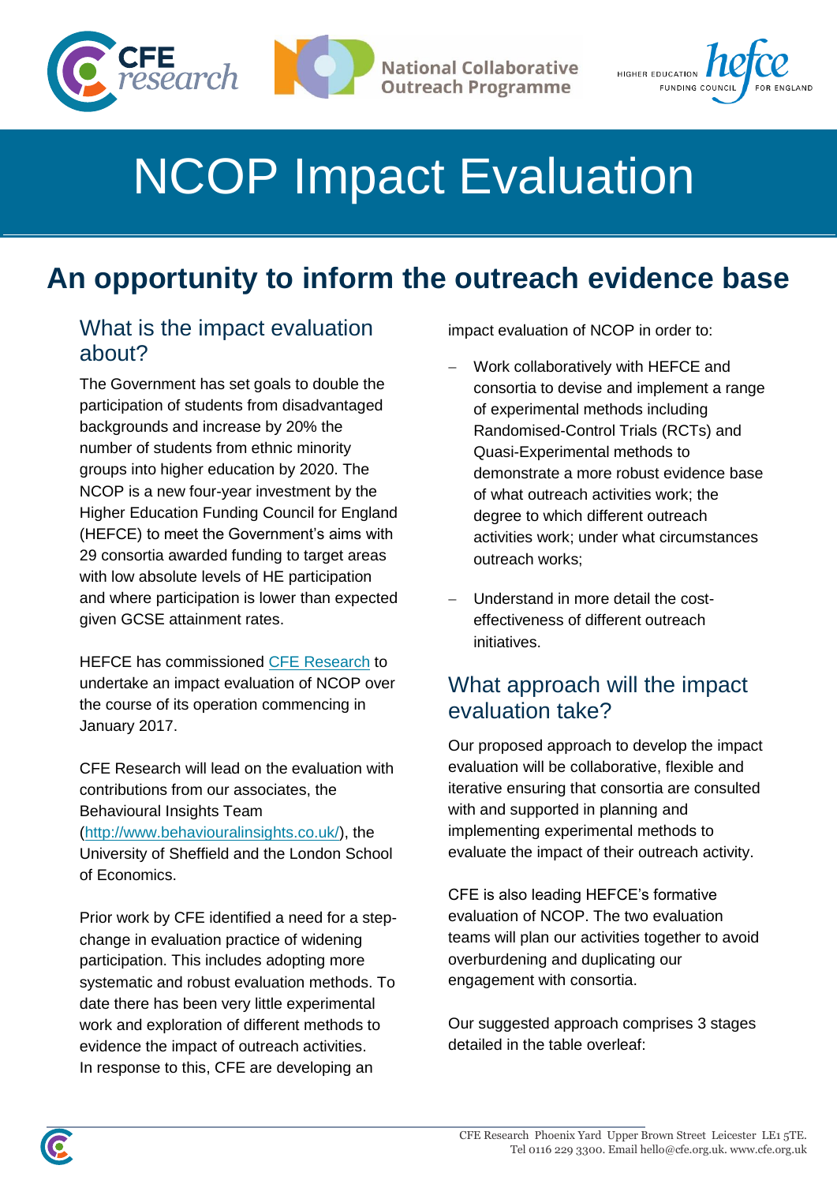# NCOP Impact Evaluation

## An opportunity to inform the outreach evidence base

### What is the impact evaluation about?

The Government has set goals to double the participation of students from disadvantaged backgrounds and increase by 20% the number of students from ethnic minority groups into higher education by 2020. The NCOP is a new four-year investment by the Higher Education Funding Council for England (HEFCE) to meet the Government's aims with 29 consortia awarded funding to target areas with low absolute levels of HE participation and where participation is lower than expected given GCSE attainment rates.

HEFCE has commissioned [CFE Research](www.cfe.org.uk) to undertake an impact evaluation of NCOP over the course of its operation commencing in January 2017.

CFE Research will lead on the evaluation with contributions from our associates, the Behavioural Insights Team ([http://www.behaviouralinsights.co.uk/](http://www.behaviouralinsights.co.uk/)), the University of Sheffield and the London School of Economics.

Prior work by CFE identified a need for a step-change in evaluation practice of widening participation. This includes adopting more systematic and robust evaluation methods. To date there has been very little experimental work and exploration of different methods to evidence the impact of outreach activities. In response to this, CFE are developing an impact evaluation of NCOP in order to:

- Work collaboratively with HEFCE and consortia to devise and implement a range of experimental methods including Randomised-Control Trials (RCTs) and Quasi-Experimental methods to demonstrate a more robust evidence base of what outreach activities work; the degree to which different outreach activities work; under what circumstances outreach works;
- Understand in more detail the cost-effectiveness of different outreach initiatives.

### What approach will the impact evaluation take?

Our proposed approach to develop the impact evaluation will be collaborative, flexible and iterative ensuring that consortia are consulted with and supported in planning and implementing experimental methods to evaluate the impact of their outreach activity.

CFE is also leading HEFCE's formative evaluation of NCOP. The two evaluation teams will plan our activities together to avoid overburdening and duplicating our engagement with consortia.

Our suggested approach comprises 3 stages detailed in the table overleaf: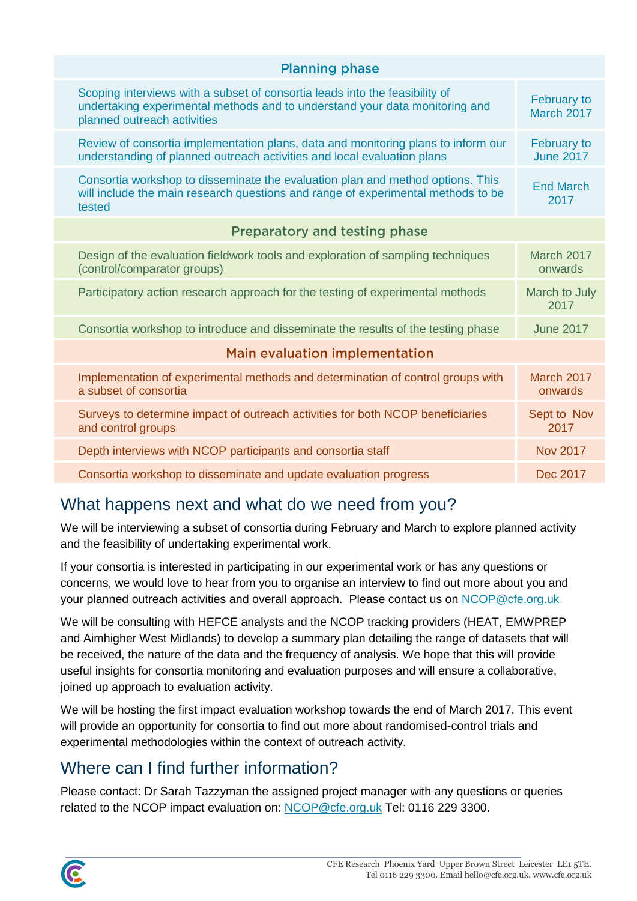| | |
|---|---|
| **Planning phase** | |
| Scoping interviews with a subset of consortia leads into the feasibility of undertaking experimental methods and to understand your data monitoring and planned outreach activities | February to March 2017 |
| Review of consortia implementation plans, data and monitoring plans to inform our understanding of planned outreach activities and local evaluation plans | February to June 2017 |
| Consortia workshop to disseminate the evaluation plan and method options. This will include the main research questions and range of experimental methods to be tested | End March 2017 |
| **Preparatory and testing phase** | |
| Design of the evaluation fieldwork tools and exploration of sampling techniques (control/comparator groups) | March 2017 onwards |
| Participatory action research approach for the testing of experimental methods | March to July 2017 |
| Consortia workshop to introduce and disseminate the results of the testing phase | June 2017 |
| **Main evaluation implementation** | |
| Implementation of experimental methods and determination of control groups with a subset of consortia | March 2017 onwards |
| Surveys to determine impact of outreach activities for both NCOP beneficiaries and control groups | Sept to Nov 2017 |
| Depth interviews with NCOP participants and consortia staff | Nov 2017 |
| Consortia workshop to disseminate and update evaluation progress | Dec 2017 |

## What happens next and what do we need from you?

We will be interviewing a subset of consortia during February and March to explore planned activity and the feasibility of undertaking experimental work.

If your consortia is interested in participating in our experimental work or has any questions or concerns, we would love to hear from you to organise an interview to find out more about you and your planned outreach activities and overall approach. Please contact us on NCOP@cfe.org.uk

We will be consulting with HEFCE analysts and the NCOP tracking providers (HEAT, EMWPREP and Aimhigher West Midlands) to develop a summary plan detailing the range of datasets that will be received, the nature of the data and the frequency of analysis. We hope that this will provide useful insights for consortia monitoring and evaluation purposes and will ensure a collaborative, joined up approach to evaluation activity.

We will be hosting the first impact evaluation workshop towards the end of March 2017. This event will provide an opportunity for consortia to find out more about randomised-control trials and experimental methodologies within the context of outreach activity.

## Where can I find further information?

Please contact: Dr Sarah Tazzyman the assigned project manager with any questions or queries related to the NCOP impact evaluation on: NCOP@cfe.org.uk Tel: 0116 229 3300.

CFE Research Phoenix Yard Upper Brown Street Leicester LE1 5TE.
Tel 0116 229 3300. Email hello@cfe.org.uk. www.cfe.org.uk